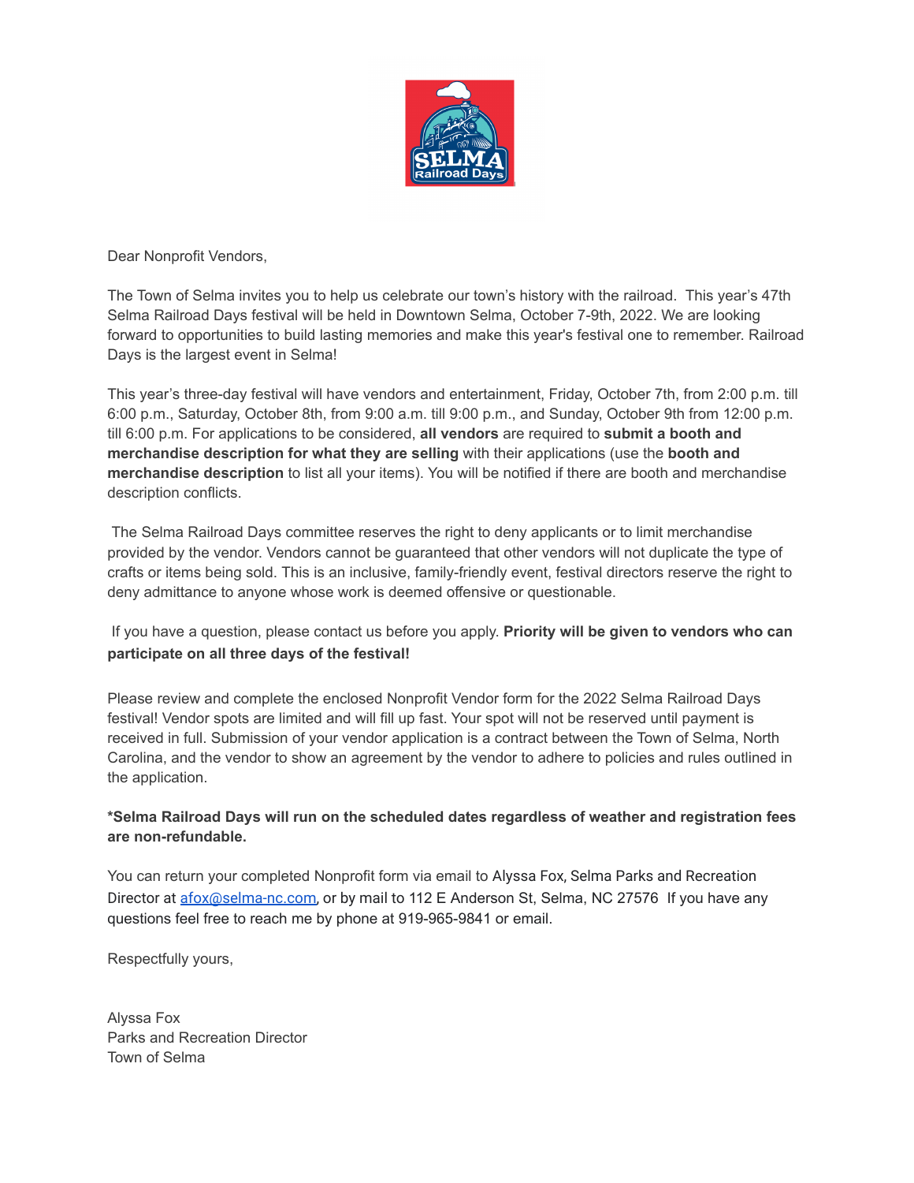Dear Nonprofit Vendors,

The Town of Selma invites you to help us celebrate our town's history with the railroad. This year's 47th Selma Railroad Days festival will be held in Downtown Selma, October 7-9th, 2022. We are looking forward to opportunities to build lasting memories and make this year's festival one to remember. Railroad Days is the largest event in Selma!

This year's three-day festival will have vendors and entertainment, Friday, October 7th, from 2:00 p.m. till 6:00 p.m., Saturday, October 8th, from 9:00 a.m. till 9:00 p.m., and Sunday, October 9th from 12:00 p.m. till 6:00 p.m. For applications to be considered, **all vendors** are required to **submit a booth and merchandise description for what they are selling** with their applications (use the **booth and merchandise description** to list all your items). You will be notified if there are booth and merchandise description conflicts.

The Selma Railroad Days committee reserves the right to deny applicants or to limit merchandise provided by the vendor. Vendors cannot be guaranteed that other vendors will not duplicate the type of crafts or items being sold. This is an inclusive, family-friendly event, festival directors reserve the right to deny admittance to anyone whose work is deemed offensive or questionable.

If you have a question, please contact us before you apply. **Priority will be given to vendors who can participate on all three days of the festival!**

Please review and complete the enclosed Nonprofit Vendor form for the 2022 Selma Railroad Days festival! Vendor spots are limited and will fill up fast. Your spot will not be reserved until payment is received in full. Submission of your vendor application is a contract between the Town of Selma, North Carolina, and the vendor to show an agreement by the vendor to adhere to policies and rules outlined in the application.

***Selma Railroad Days will run on the scheduled dates regardless of weather and registration fees are non-refundable.**

You can return your completed Nonprofit form via email to Alyssa Fox, Selma Parks and Recreation Director at afox@selma-nc.com, or by mail to 112 E Anderson St, Selma, NC 27576 If you have any questions feel free to reach me by phone at 919-965-9841 or email.

Respectfully yours,

Alyssa Fox
Parks and Recreation Director
Town of Selma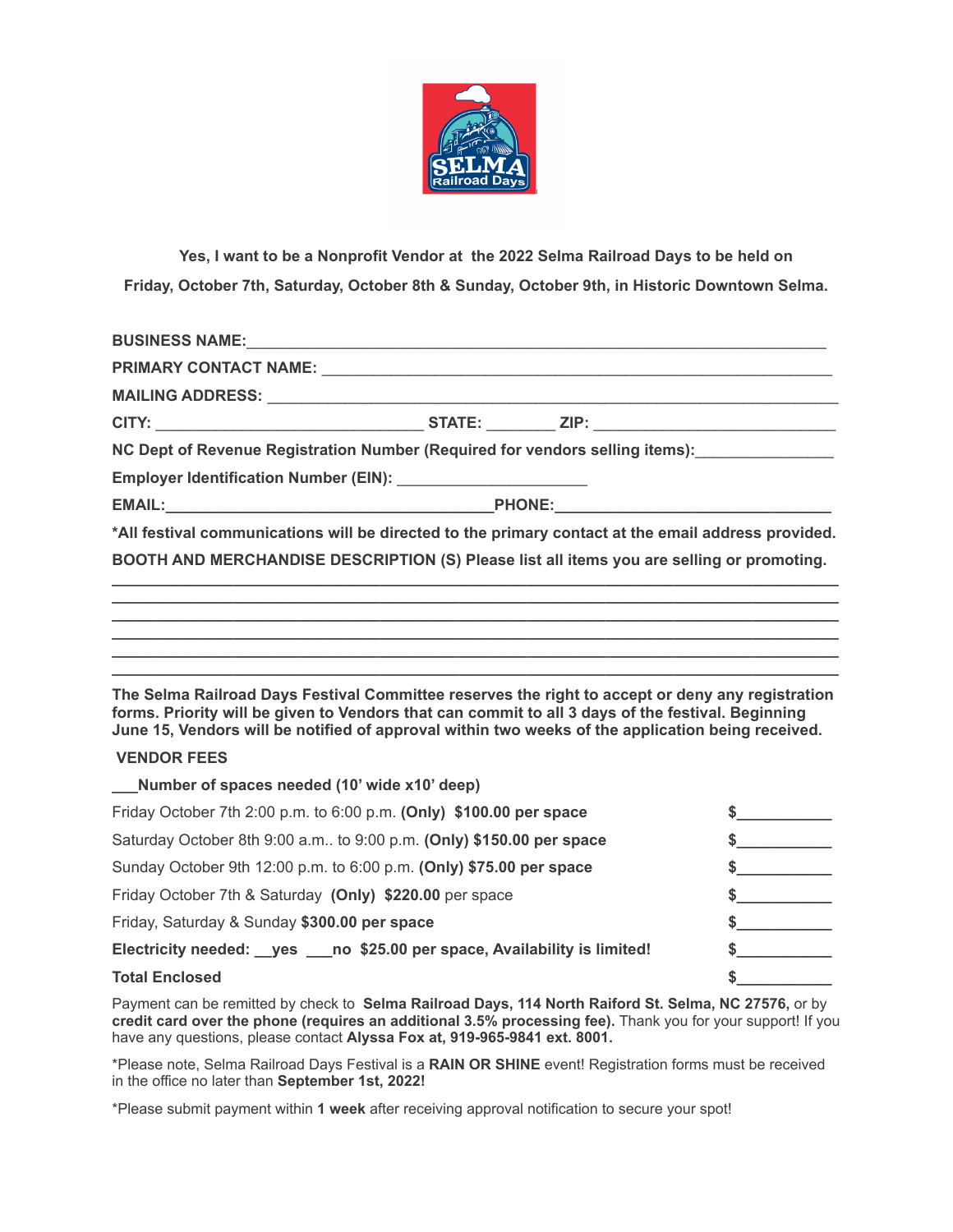**Yes, I want to be a Nonprofit Vendor at the 2022 Selma Railroad Days to be held on Friday, October 7th, Saturday, October 8th & Sunday, October 9th, in Historic Downtown Selma.**

**BUSINESS NAME:**_______________________________________________

**PRIMARY CONTACT NAME:** _______________________________________________

**MAILING ADDRESS:** _______________________________________________

**CITY:** ____________________ **STATE:** ________ **ZIP:** ____________________

**NC Dept of Revenue Registration Number (Required for vendors selling items):**_______________

**Employer Identification Number (EIN):** ______________________

**EMAIL:**____________________________________**PHONE:**______________________________

**\*All festival communications will be directed to the primary contact at the email address provided.**

**BOOTH AND MERCHANDISE DESCRIPTION (S) Please list all items you are selling or promoting.**

_______________________________________________________________________________

_______________________________________________________________________________

_______________________________________________________________________________

_______________________________________________________________________________

_______________________________________________________________________________

_______________________________________________________________________________

**The Selma Railroad Days Festival Committee reserves the right to accept or deny any registration forms. Priority will be given to Vendors that can commit to all 3 days of the festival. Beginning June 15, Vendors will be notified of approval within two weeks of the application being received.**

**VENDOR FEES**

**___Number of spaces needed (10' wide x10' deep)**

| | |
|---|---|
| Friday October 7th 2:00 p.m. to 6:00 p.m. **(Only) $100.00 per space** | **$**__________ |
| Saturday October 8th 9:00 a.m.. to 9:00 p.m. **(Only) $150.00 per space** | **$**__________ |
| Sunday October 9th 12:00 p.m. to 6:00 p.m. **(Only) $75.00 per space** | **$**__________ |
| Friday October 7th & Saturday **(Only) $220.00** per space | **$**__________ |
| Friday, Saturday & Sunday **$300.00 per space** | **$**__________ |
| **Electricity needed: __yes ___no $25.00 per space, Availability is limited!** | **$**__________ |
| **Total Enclosed** | **$**__________ |

Payment can be remitted by check to **Selma Railroad Days, 114 North Raiford St. Selma, NC 27576,** or by **credit card over the phone (requires an additional 3.5% processing fee).** Thank you for your support! If you have any questions, please contact **Alyssa Fox at, 919-965-9841 ext. 8001.**

\*Please note, Selma Railroad Days Festival is a **RAIN OR SHINE** event! Registration forms must be received in the office no later than **September 1st, 2022!**

\*Please submit payment within **1 week** after receiving approval notification to secure your spot!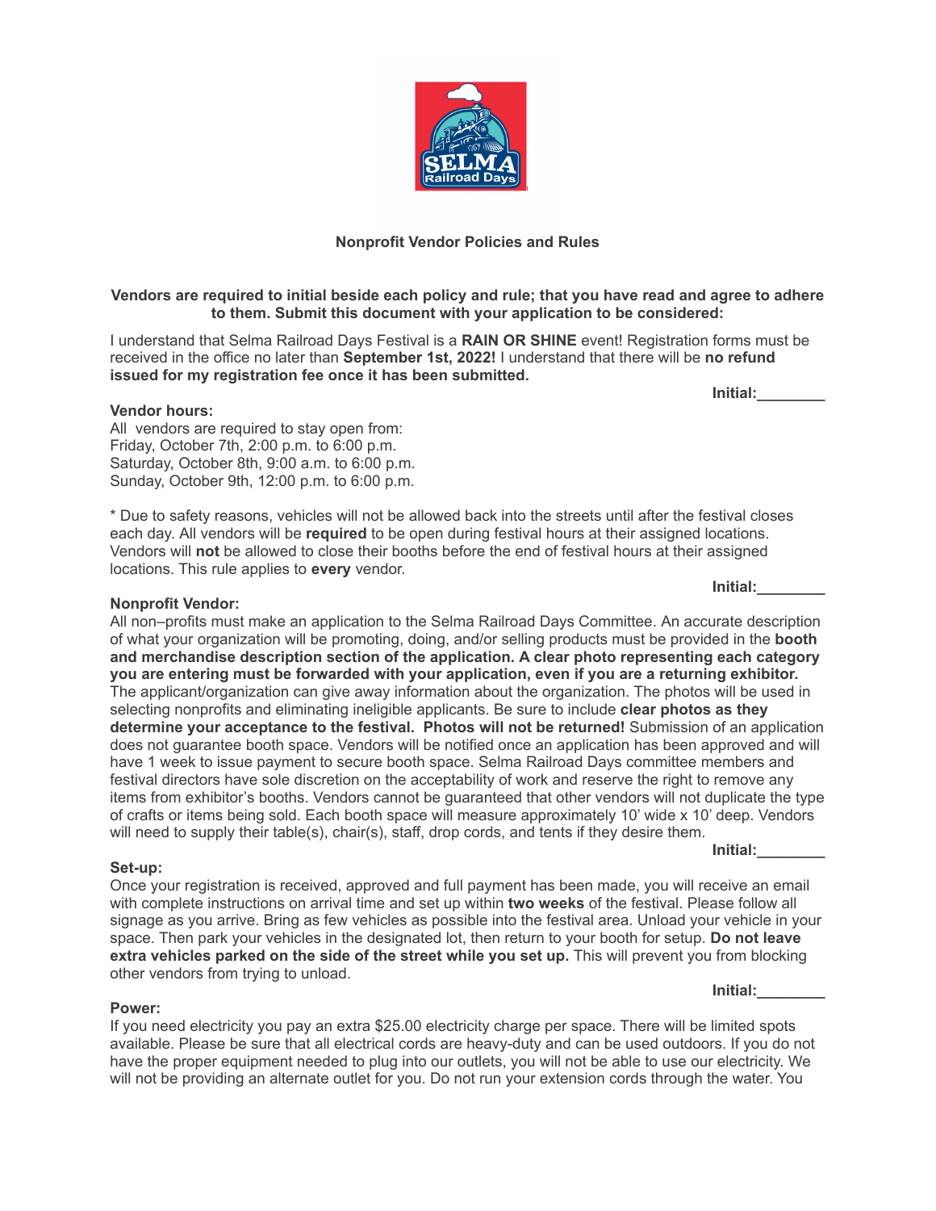## Nonprofit Vendor Policies and Rules

**Vendors are required to initial beside each policy and rule; that you have read and agree to adhere to them. Submit this document with your application to be considered:**

I understand that Selma Railroad Days Festival is a **RAIN OR SHINE** event! Registration forms must be received in the office no later than **September 1st, 2022!** I understand that there will be **no refund issued for my registration fee once it has been submitted.**

**Initial:________**

**Vendor hours:**
All vendors are required to stay open from:
Friday, October 7th, 2:00 p.m. to 6:00 p.m.
Saturday, October 8th, 9:00 a.m. to 6:00 p.m.
Sunday, October 9th, 12:00 p.m. to 6:00 p.m.

* Due to safety reasons, vehicles will not be allowed back into the streets until after the festival closes each day. All vendors will be **required** to be open during festival hours at their assigned locations. Vendors will **not** be allowed to close their booths before the end of festival hours at their assigned locations. This rule applies to **every** vendor.

**Initial:________**

**Nonprofit Vendor:**
All non–profits must make an application to the Selma Railroad Days Committee. An accurate description of what your organization will be promoting, doing, and/or selling products must be provided in the **booth and merchandise description section of the application. A clear photo representing each category you are entering must be forwarded with your application, even if you are a returning exhibitor.** The applicant/organization can give away information about the organization. The photos will be used in selecting nonprofits and eliminating ineligible applicants. Be sure to include **clear photos as they determine your acceptance to the festival. Photos will not be returned!** Submission of an application does not guarantee booth space. Vendors will be notified once an application has been approved and will have 1 week to issue payment to secure booth space. Selma Railroad Days committee members and festival directors have sole discretion on the acceptability of work and reserve the right to remove any items from exhibitor's booths. Vendors cannot be guaranteed that other vendors will not duplicate the type of crafts or items being sold. Each booth space will measure approximately 10' wide x 10' deep. Vendors will need to supply their table(s), chair(s), staff, drop cords, and tents if they desire them.

**Initial:________**

**Set-up:**
Once your registration is received, approved and full payment has been made, you will receive an email with complete instructions on arrival time and set up within **two weeks** of the festival. Please follow all signage as you arrive. Bring as few vehicles as possible into the festival area. Unload your vehicle in your space. Then park your vehicles in the designated lot, then return to your booth for setup. **Do not leave extra vehicles parked on the side of the street while you set up.** This will prevent you from blocking other vendors from trying to unload.

**Initial:________**

**Power:**
If you need electricity you pay an extra $25.00 electricity charge per space. There will be limited spots available. Please be sure that all electrical cords are heavy-duty and can be used outdoors. If you do not have the proper equipment needed to plug into our outlets, you will not be able to use our electricity. We will not be providing an alternate outlet for you. Do not run your extension cords through the water. You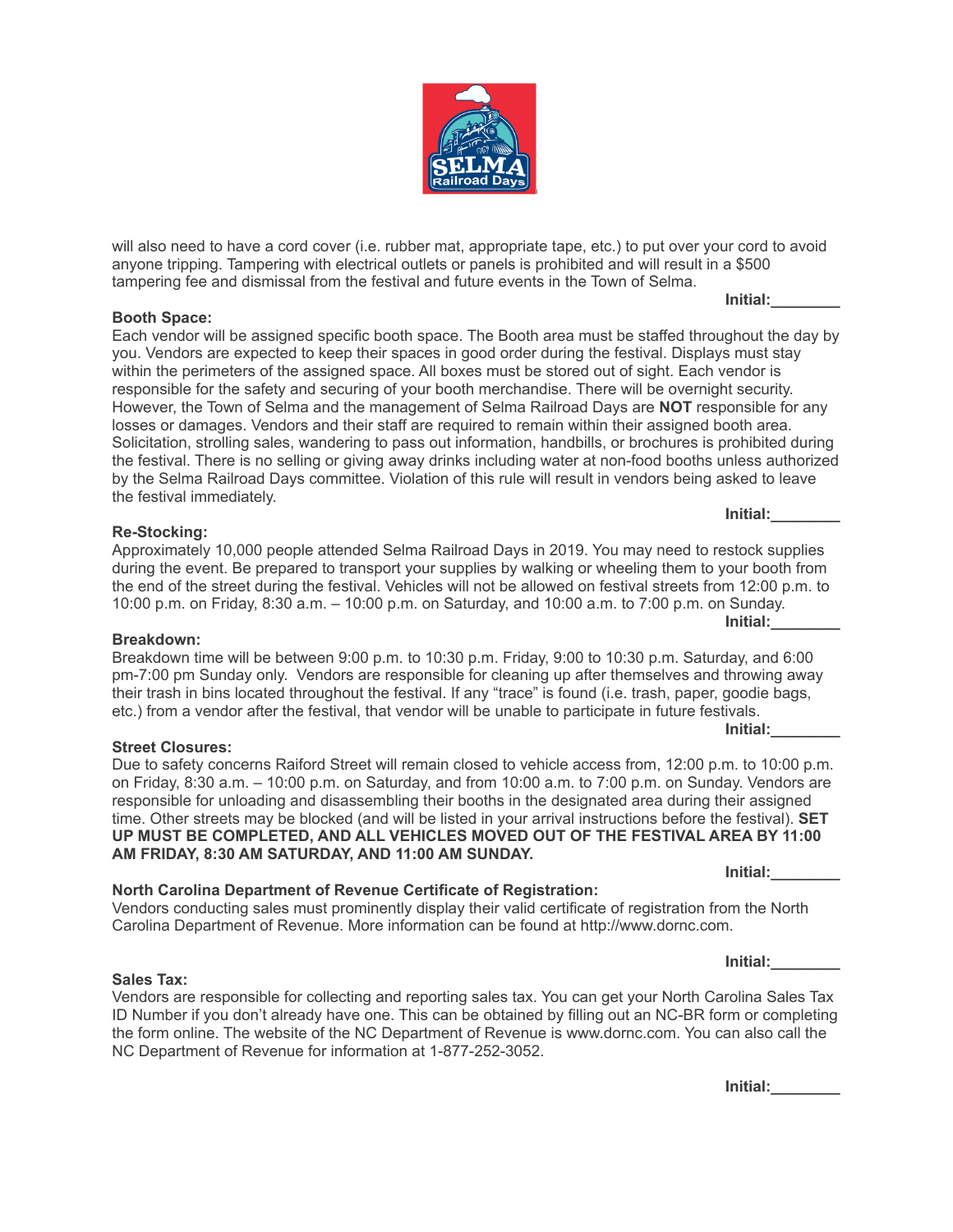will also need to have a cord cover (i.e. rubber mat, appropriate tape, etc.) to put over your cord to avoid anyone tripping. Tampering with electrical outlets or panels is prohibited and will result in a $500 tampering fee and dismissal from the festival and future events in the Town of Selma.

**Initial:________**

**Booth Space:**
Each vendor will be assigned specific booth space. The Booth area must be staffed throughout the day by you. Vendors are expected to keep their spaces in good order during the festival. Displays must stay within the perimeters of the assigned space. All boxes must be stored out of sight. Each vendor is responsible for the safety and securing of your booth merchandise. There will be overnight security. However, the Town of Selma and the management of Selma Railroad Days are **NOT** responsible for any losses or damages. Vendors and their staff are required to remain within their assigned booth area. Solicitation, strolling sales, wandering to pass out information, handbills, or brochures is prohibited during the festival. There is no selling or giving away drinks including water at non-food booths unless authorized by the Selma Railroad Days committee. Violation of this rule will result in vendors being asked to leave the festival immediately.

**Initial:________**

**Re-Stocking:**
Approximately 10,000 people attended Selma Railroad Days in 2019. You may need to restock supplies during the event. Be prepared to transport your supplies by walking or wheeling them to your booth from the end of the street during the festival. Vehicles will not be allowed on festival streets from 12:00 p.m. to 10:00 p.m. on Friday, 8:30 a.m. – 10:00 p.m. on Saturday, and 10:00 a.m. to 7:00 p.m. on Sunday.

**Initial:________**

**Breakdown:**
Breakdown time will be between 9:00 p.m. to 10:30 p.m. Friday, 9:00 to 10:30 p.m. Saturday, and 6:00 pm-7:00 pm Sunday only. Vendors are responsible for cleaning up after themselves and throwing away their trash in bins located throughout the festival. If any "trace" is found (i.e. trash, paper, goodie bags, etc.) from a vendor after the festival, that vendor will be unable to participate in future festivals.

**Initial:________**

**Street Closures:**
Due to safety concerns Raiford Street will remain closed to vehicle access from, 12:00 p.m. to 10:00 p.m. on Friday, 8:30 a.m. – 10:00 p.m. on Saturday, and from 10:00 a.m. to 7:00 p.m. on Sunday. Vendors are responsible for unloading and disassembling their booths in the designated area during their assigned time. Other streets may be blocked (and will be listed in your arrival instructions before the festival). **SET UP MUST BE COMPLETED, AND ALL VEHICLES MOVED OUT OF THE FESTIVAL AREA BY 11:00 AM FRIDAY, 8:30 AM SATURDAY, AND 11:00 AM SUNDAY.**

**Initial:________**

**North Carolina Department of Revenue Certificate of Registration:**
Vendors conducting sales must prominently display their valid certificate of registration from the North Carolina Department of Revenue. More information can be found at http://www.dornc.com.

**Initial:________**

**Sales Tax:**
Vendors are responsible for collecting and reporting sales tax. You can get your North Carolina Sales Tax ID Number if you don't already have one. This can be obtained by filling out an NC-BR form or completing the form online. The website of the NC Department of Revenue is www.dornc.com. You can also call the NC Department of Revenue for information at 1-877-252-3052.

**Initial:________**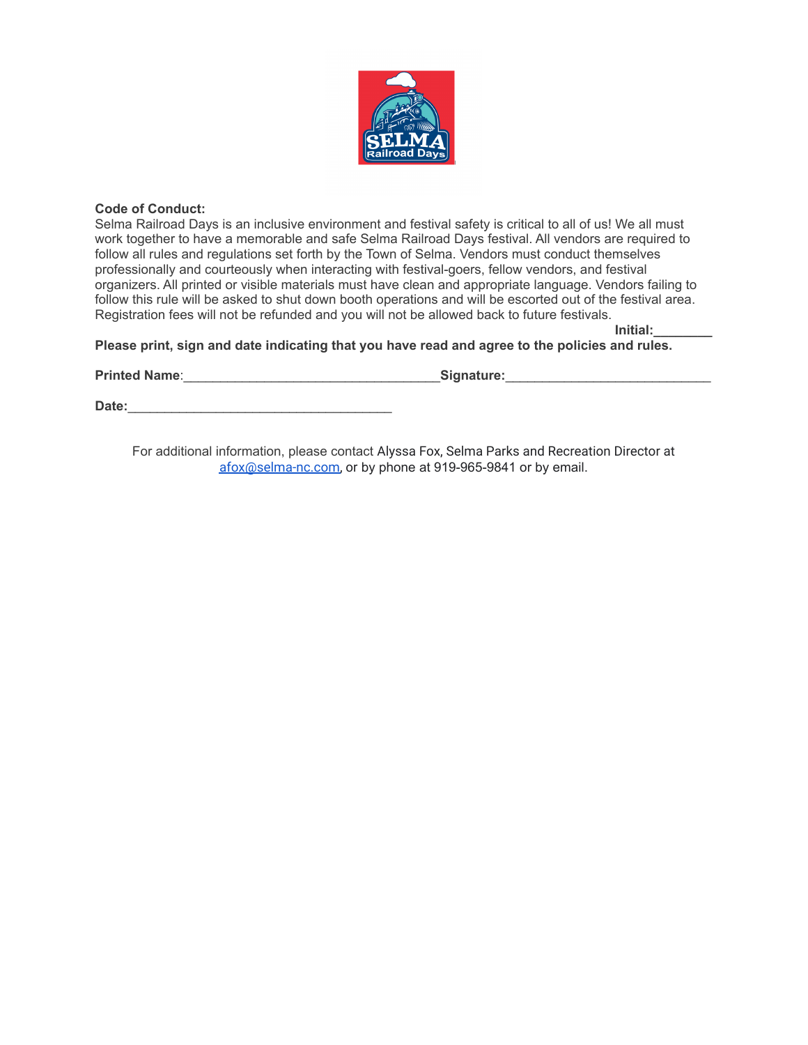**Code of Conduct:**

Selma Railroad Days is an inclusive environment and festival safety is critical to all of us! We all must work together to have a memorable and safe Selma Railroad Days festival. All vendors are required to follow all rules and regulations set forth by the Town of Selma. Vendors must conduct themselves professionally and courteously when interacting with festival-goers, fellow vendors, and festival organizers. All printed or visible materials must have clean and appropriate language. Vendors failing to follow this rule will be asked to shut down booth operations and will be escorted out of the festival area. Registration fees will not be refunded and you will not be allowed back to future festivals.

**Initial:________**

**Please print, sign and date indicating that you have read and agree to the policies and rules.**

**Printed Name**:___________________________________**Signature:**____________________________

**Date:**____________________________________

For additional information, please contact Alyssa Fox, Selma Parks and Recreation Director at afox@selma-nc.com, or by phone at 919-965-9841 or by email.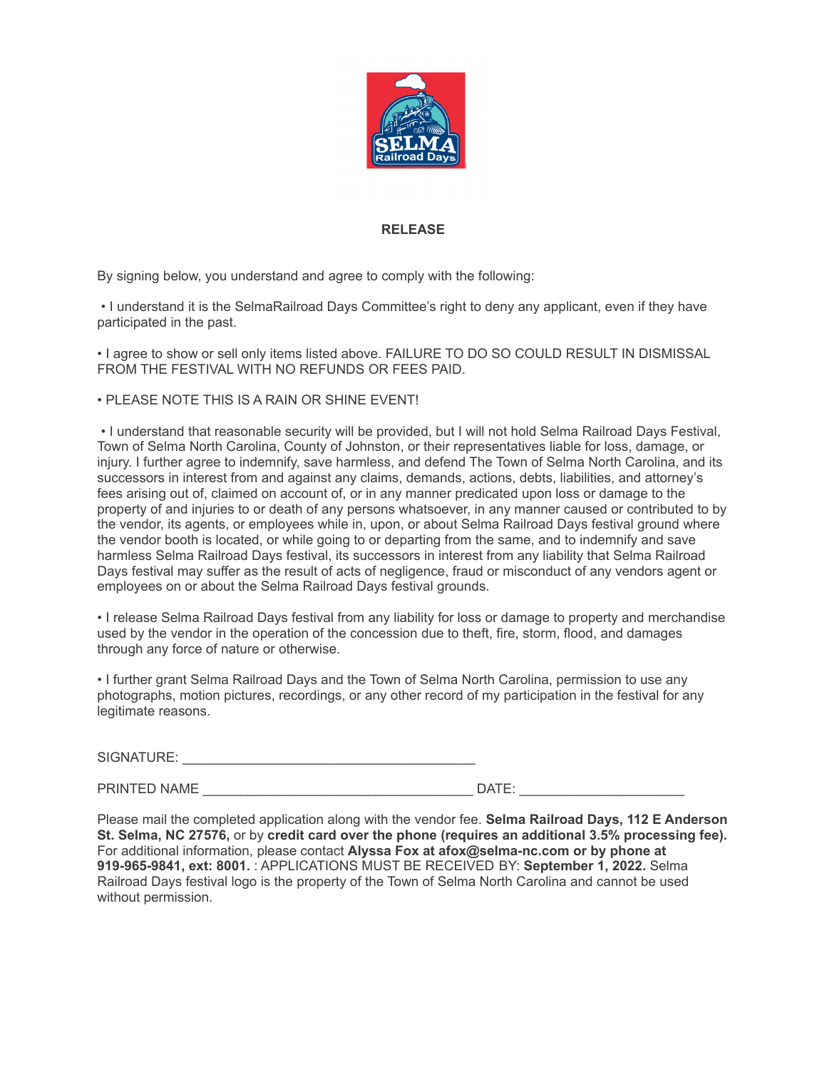## RELEASE

By signing below, you understand and agree to comply with the following:

• I understand it is the SelmaRailroad Days Committee's right to deny any applicant, even if they have participated in the past.

• I agree to show or sell only items listed above. FAILURE TO DO SO COULD RESULT IN DISMISSAL FROM THE FESTIVAL WITH NO REFUNDS OR FEES PAID.

• PLEASE NOTE THIS IS A RAIN OR SHINE EVENT!

• I understand that reasonable security will be provided, but I will not hold Selma Railroad Days Festival, Town of Selma North Carolina, County of Johnston, or their representatives liable for loss, damage, or injury. I further agree to indemnify, save harmless, and defend The Town of Selma North Carolina, and its successors in interest from and against any claims, demands, actions, debts, liabilities, and attorney's fees arising out of, claimed on account of, or in any manner predicated upon loss or damage to the property of and injuries to or death of any persons whatsoever, in any manner caused or contributed to by the vendor, its agents, or employees while in, upon, or about Selma Railroad Days festival ground where the vendor booth is located, or while going to or departing from the same, and to indemnify and save harmless Selma Railroad Days festival, its successors in interest from any liability that Selma Railroad Days festival may suffer as the result of acts of negligence, fraud or misconduct of any vendors agent or employees on or about the Selma Railroad Days festival grounds.

• I release Selma Railroad Days festival from any liability for loss or damage to property and merchandise used by the vendor in the operation of the concession due to theft, fire, storm, flood, and damages through any force of nature or otherwise.

• I further grant Selma Railroad Days and the Town of Selma North Carolina, permission to use any photographs, motion pictures, recordings, or any other record of my participation in the festival for any legitimate reasons.

SIGNATURE: ______________________________________

PRINTED NAME ___________________________________ DATE: _____________________

Please mail the completed application along with the vendor fee. **Selma Railroad Days, 112 E Anderson St. Selma, NC 27576,** or by **credit card over the phone (requires an additional 3.5% processing fee).** For additional information, please contact **Alyssa Fox at afox@selma-nc.com or by phone at 919-965-9841, ext: 8001.** : APPLICATIONS MUST BE RECEIVED BY: **September 1, 2022.** Selma Railroad Days festival logo is the property of the Town of Selma North Carolina and cannot be used without permission.